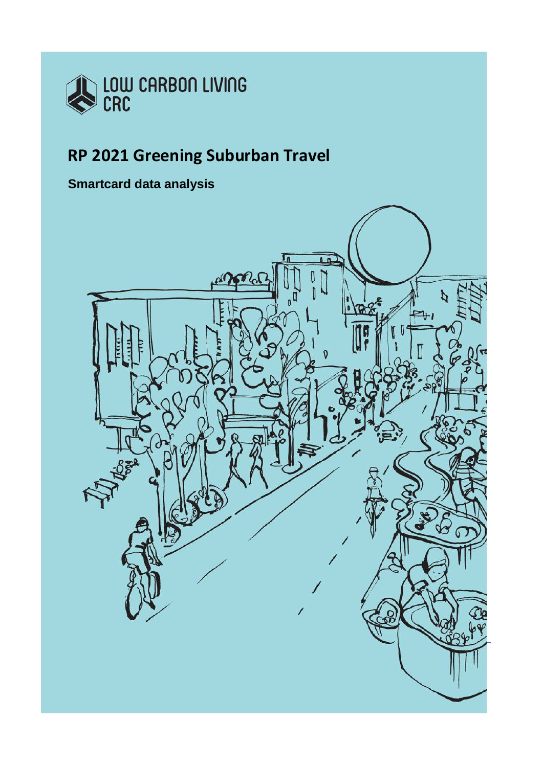LOW CARBON LIVING CRC

# RP 2021 Greening Suburban Travel

## Smartcard data analysis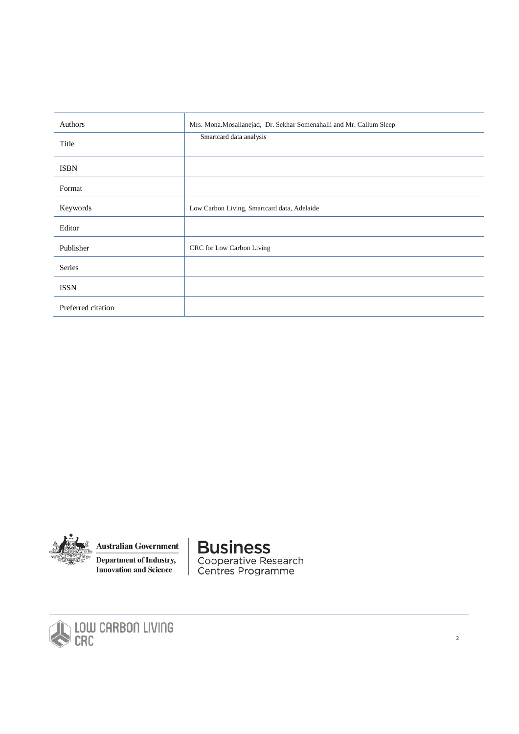| | |
|---|---|
| Authors | Mrs. Mona.Mosallanejad, Dr. Sekhar Somenahalli and Mr. Callum Sleep |
| Title | Smartcard data analysis |
| ISBN | |
| Format | |
| Keywords | Low Carbon Living, Smartcard data, Adelaide |
| Editor | |
| Publisher | CRC for Low Carbon Living |
| Series | |
| ISSN | |
| Preferred citation | |

Australian Government
Department of Industry, Innovation and Science

Business
Cooperative Research Centres Programme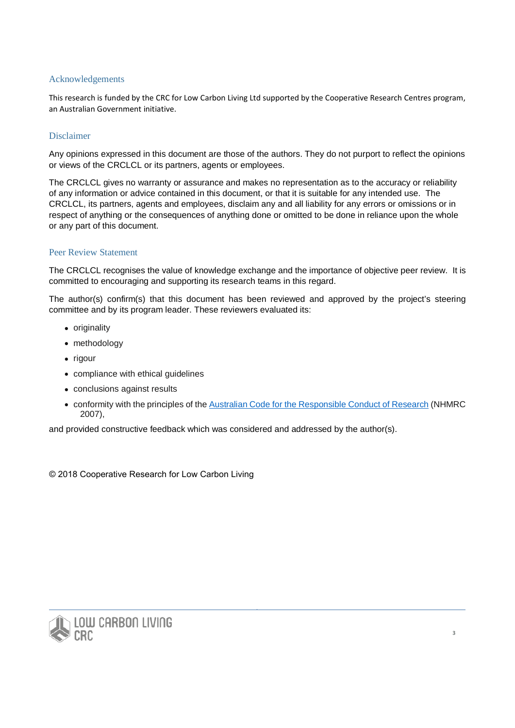## Acknowledgements

This research is funded by the CRC for Low Carbon Living Ltd supported by the Cooperative Research Centres program, an Australian Government initiative.

## Disclaimer

Any opinions expressed in this document are those of the authors. They do not purport to reflect the opinions or views of the CRCLCL or its partners, agents or employees.

The CRCLCL gives no warranty or assurance and makes no representation as to the accuracy or reliability of any information or advice contained in this document, or that it is suitable for any intended use. The CRCLCL, its partners, agents and employees, disclaim any and all liability for any errors or omissions or in respect of anything or the consequences of anything done or omitted to be done in reliance upon the whole or any part of this document.

## Peer Review Statement

The CRCLCL recognises the value of knowledge exchange and the importance of objective peer review. It is committed to encouraging and supporting its research teams in this regard.

The author(s) confirm(s) that this document has been reviewed and approved by the project's steering committee and by its program leader. These reviewers evaluated its:

- originality
- methodology
- rigour
- compliance with ethical guidelines
- conclusions against results
- conformity with the principles of the Australian Code for the Responsible Conduct of Research (NHMRC 2007),

and provided constructive feedback which was considered and addressed by the author(s).

© 2018 Cooperative Research for Low Carbon Living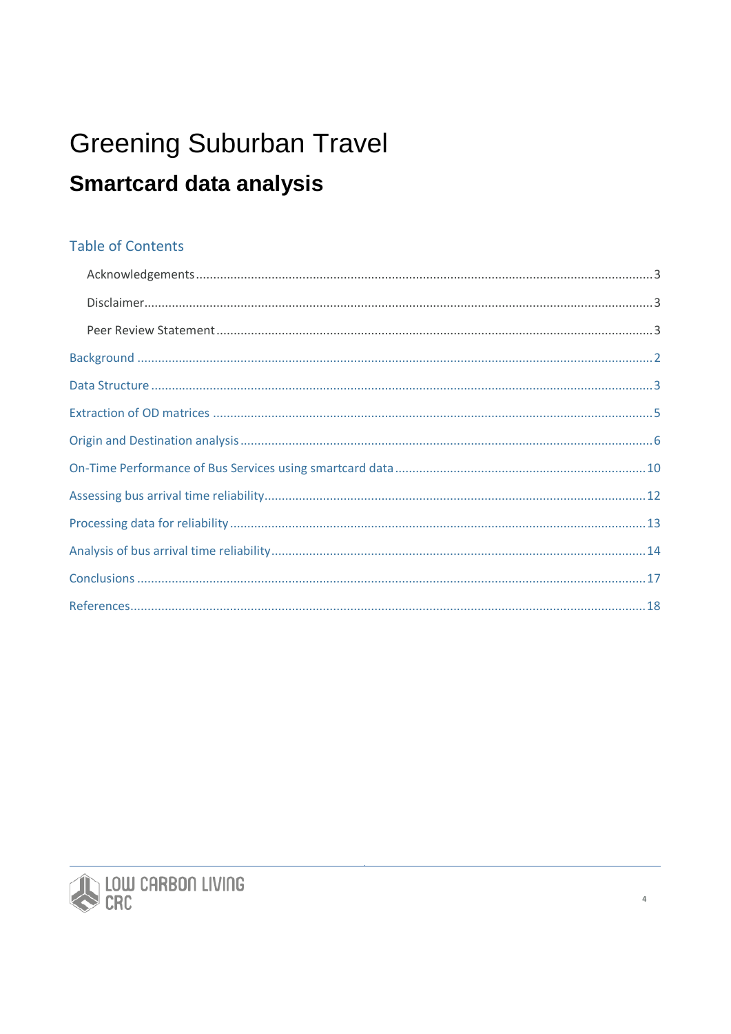# Greening Suburban Travel

## Smartcard data analysis

### Table of Contents

- Acknowledgements .......... 3
- Disclaimer .......... 3
- Peer Review Statement .......... 3

Background .......... 2

Data Structure .......... 3

Extraction of OD matrices .......... 5

Origin and Destination analysis .......... 6

On-Time Performance of Bus Services using smartcard data .......... 10

Assessing bus arrival time reliability .......... 12

Processing data for reliability .......... 13

Analysis of bus arrival time reliability .......... 14

Conclusions .......... 17

References .......... 18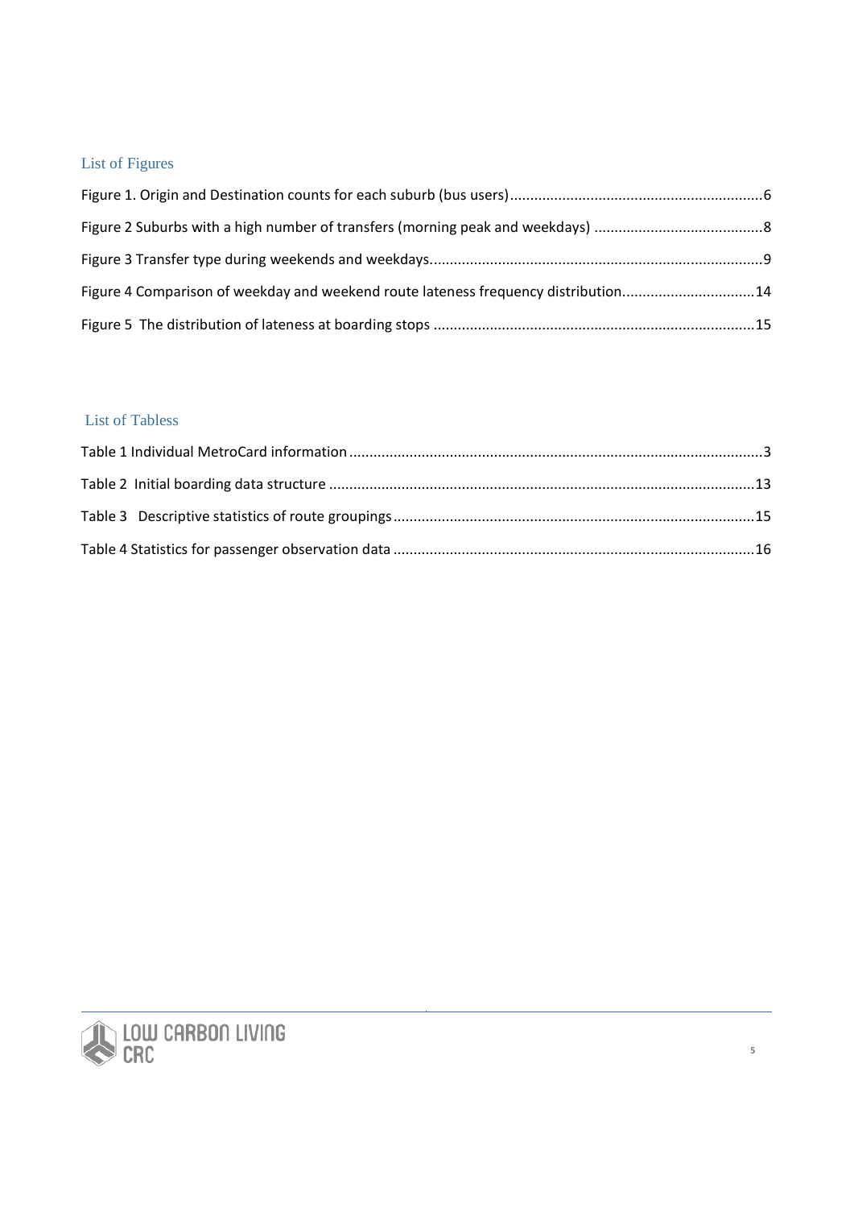## List of Figures

Figure 1. Origin and Destination counts for each suburb (bus users)....................................................................6

Figure 2 Suburbs with a high number of transfers (morning peak and weekdays) ..........................................8

Figure 3 Transfer type during weekends and weekdays....................................................................................9

Figure 4 Comparison of weekday and weekend route lateness frequency distribution.................................14

Figure 5 The distribution of lateness at boarding stops ...................................................................................15

## List of Tabless

Table 1 Individual MetroCard information ..............................................................................................3

Table 2 Initial boarding data structure ...................................................................................................13

Table 3 Descriptive statistics of route groupings....................................................................................15

Table 4 Statistics for passenger observation data ..................................................................................16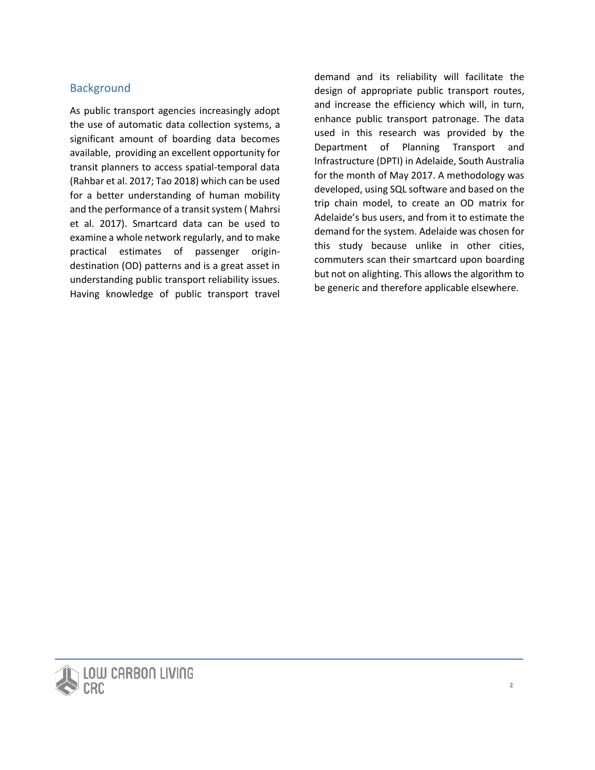## Background

As public transport agencies increasingly adopt the use of automatic data collection systems, a significant amount of boarding data becomes available, providing an excellent opportunity for transit planners to access spatial-temporal data (Rahbar et al. 2017; Tao 2018) which can be used for a better understanding of human mobility and the performance of a transit system ( Mahrsi et al. 2017). Smartcard data can be used to examine a whole network regularly, and to make practical estimates of passenger origin-destination (OD) patterns and is a great asset in understanding public transport reliability issues. Having knowledge of public transport travel demand and its reliability will facilitate the design of appropriate public transport routes, and increase the efficiency which will, in turn, enhance public transport patronage. The data used in this research was provided by the Department of Planning Transport and Infrastructure (DPTI) in Adelaide, South Australia for the month of May 2017. A methodology was developed, using SQL software and based on the trip chain model, to create an OD matrix for Adelaide's bus users, and from it to estimate the demand for the system. Adelaide was chosen for this study because unlike in other cities, commuters scan their smartcard upon boarding but not on alighting. This allows the algorithm to be generic and therefore applicable elsewhere.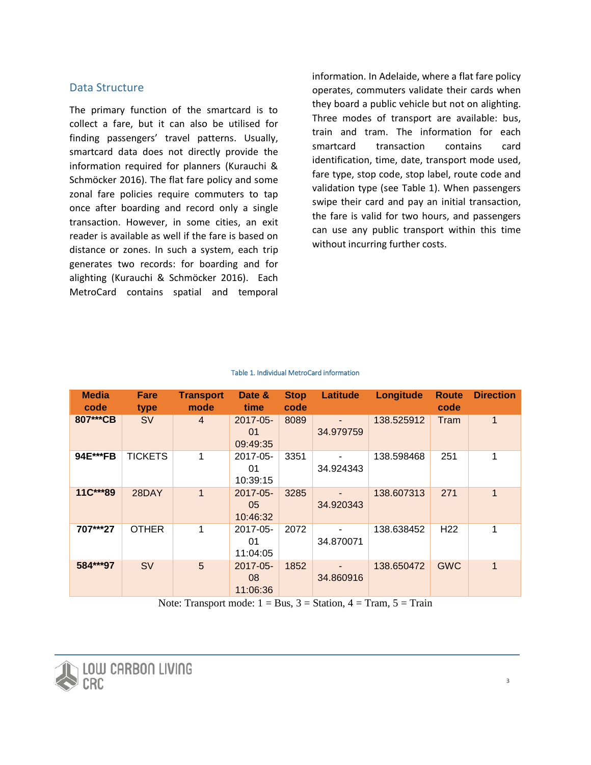## Data Structure

The primary function of the smartcard is to collect a fare, but it can also be utilised for finding passengers' travel patterns. Usually, smartcard data does not directly provide the information required for planners (Kurauchi & Schmöcker 2016). The flat fare policy and some zonal fare policies require commuters to tap once after boarding and record only a single transaction. However, in some cities, an exit reader is available as well if the fare is based on distance or zones. In such a system, each trip generates two records: for boarding and for alighting (Kurauchi & Schmöcker 2016). Each MetroCard contains spatial and temporal information. In Adelaide, where a flat fare policy operates, commuters validate their cards when they board a public vehicle but not on alighting. Three modes of transport are available: bus, train and tram. The information for each smartcard transaction contains card identification, time, date, transport mode used, fare type, stop code, stop label, route code and validation type (see Table 1). When passengers swipe their card and pay an initial transaction, the fare is valid for two hours, and passengers can use any public transport within this time without incurring further costs.

Table 1. Individual MetroCard information

| Media code | Fare type | Transport mode | Date & time | Stop code | Latitude | Longitude | Route code | Direction |
|---|---|---|---|---|---|---|---|---|
| 807***CB | SV | 4 | 2017-05-01 09:49:35 | 8089 | -34.979759 | 138.525912 | Tram | 1 |
| 94E***FB | TICKETS | 1 | 2017-05-01 10:39:15 | 3351 | -34.924343 | 138.598468 | 251 | 1 |
| 11C***89 | 28DAY | 1 | 2017-05-05 10:46:32 | 3285 | -34.920343 | 138.607313 | 271 | 1 |
| 707***27 | OTHER | 1 | 2017-05-01 11:04:05 | 2072 | -34.870071 | 138.638452 | H22 | 1 |
| 584***97 | SV | 5 | 2017-05-08 11:06:36 | 1852 | -34.860916 | 138.650472 | GWC | 1 |

Note: Transport mode: 1 = Bus, 3 = Station, 4 = Tram, 5 = Train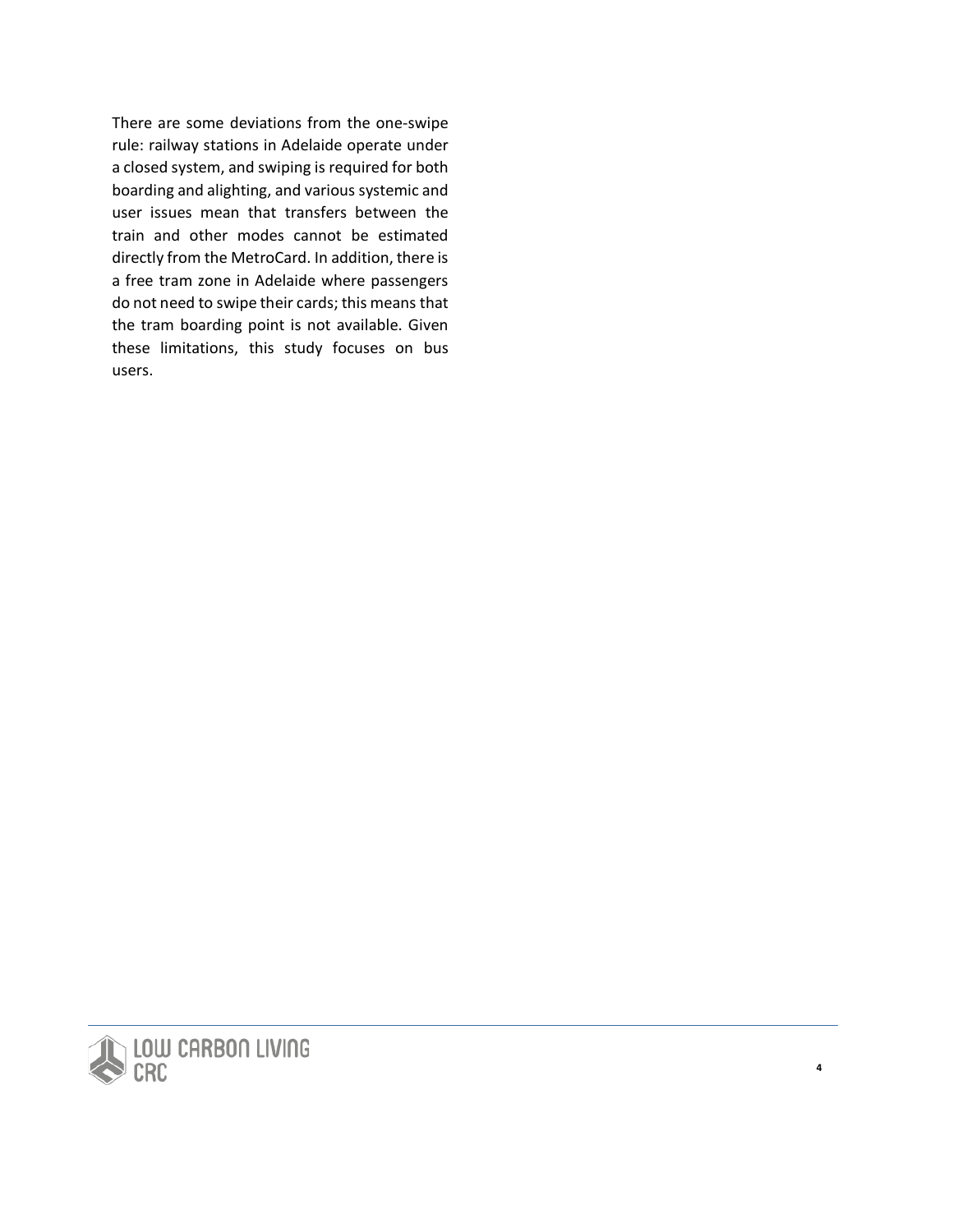There are some deviations from the one-swipe rule: railway stations in Adelaide operate under a closed system, and swiping is required for both boarding and alighting, and various systemic and user issues mean that transfers between the train and other modes cannot be estimated directly from the MetroCard. In addition, there is a free tram zone in Adelaide where passengers do not need to swipe their cards; this means that the tram boarding point is not available. Given these limitations, this study focuses on bus users.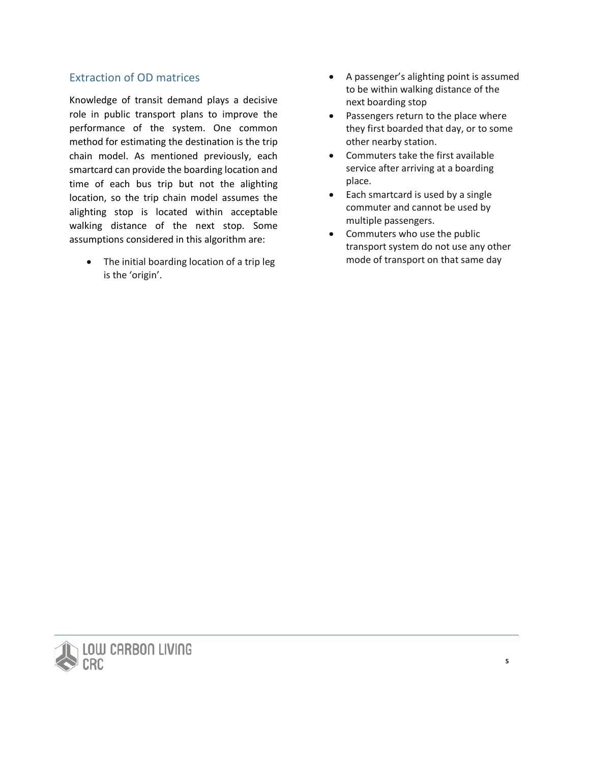## Extraction of OD matrices

Knowledge of transit demand plays a decisive role in public transport plans to improve the performance of the system. One common method for estimating the destination is the trip chain model. As mentioned previously, each smartcard can provide the boarding location and time of each bus trip but not the alighting location, so the trip chain model assumes the alighting stop is located within acceptable walking distance of the next stop. Some assumptions considered in this algorithm are:

- The initial boarding location of a trip leg is the 'origin'.
- A passenger's alighting point is assumed to be within walking distance of the next boarding stop
- Passengers return to the place where they first boarded that day, or to some other nearby station.
- Commuters take the first available service after arriving at a boarding place.
- Each smartcard is used by a single commuter and cannot be used by multiple passengers.
- Commuters who use the public transport system do not use any other mode of transport on that same day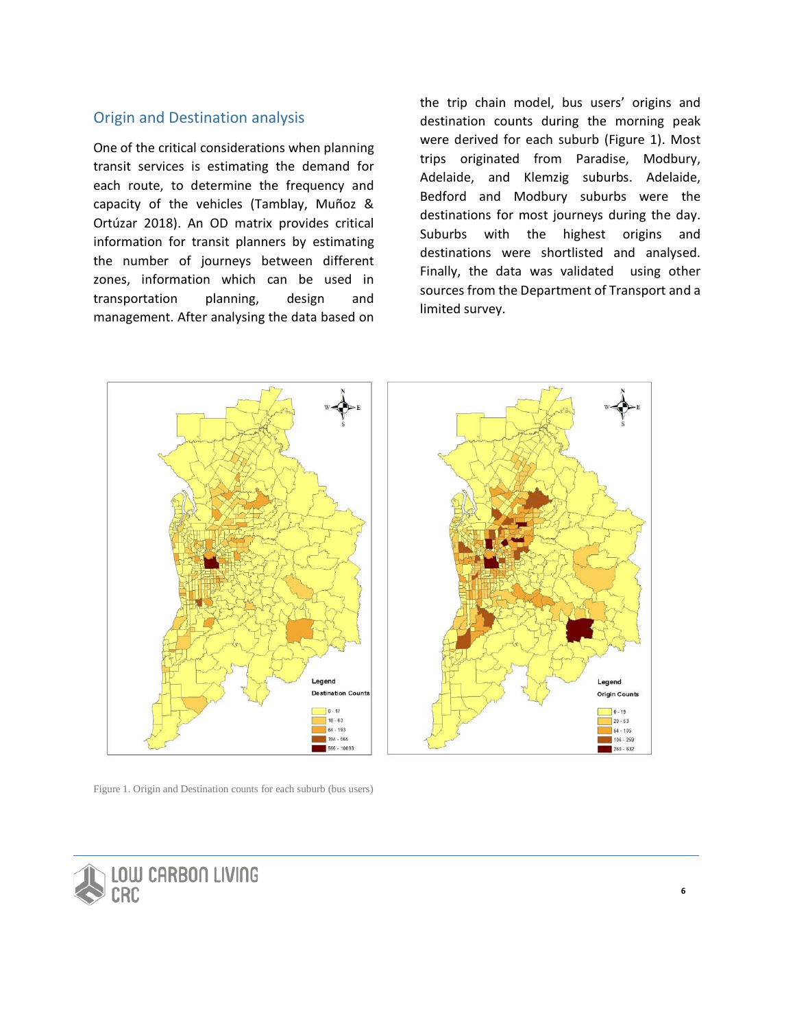## Origin and Destination analysis

One of the critical considerations when planning transit services is estimating the demand for each route, to determine the frequency and capacity of the vehicles (Tamblay, Muñoz & Ortúzar 2018). An OD matrix provides critical information for transit planners by estimating the number of journeys between different zones, information which can be used in transportation planning, design and management. After analysing the data based on the trip chain model, bus users' origins and destination counts during the morning peak were derived for each suburb (Figure 1). Most trips originated from Paradise, Modbury, Adelaide, and Klemzig suburbs. Adelaide, Bedford and Modbury suburbs were the destinations for most journeys during the day. Suburbs with the highest origins and destinations were shortlisted and analysed. Finally, the data was validated using other sources from the Department of Transport and a limited survey.

Figure 1. Origin and Destination counts for each suburb (bus users)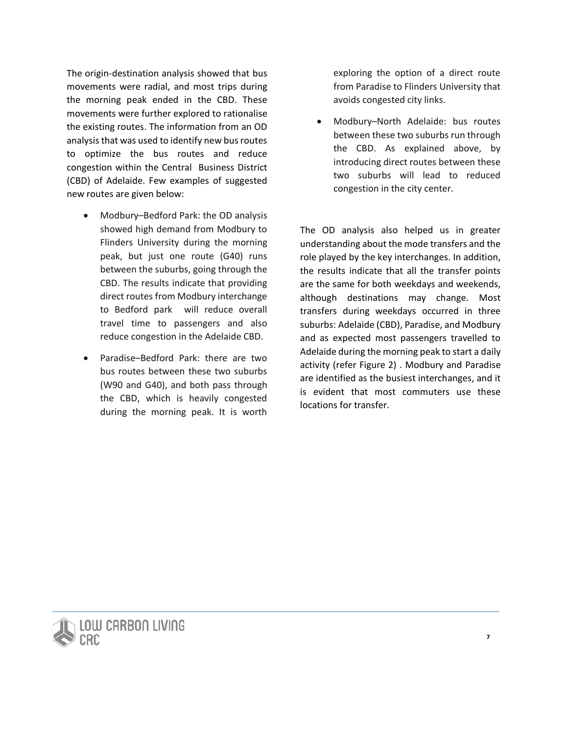The origin-destination analysis showed that bus movements were radial, and most trips during the morning peak ended in the CBD. These movements were further explored to rationalise the existing routes. The information from an OD analysis that was used to identify new bus routes to optimize the bus routes and reduce congestion within the Central Business District (CBD) of Adelaide. Few examples of suggested new routes are given below:

- Modbury–Bedford Park: the OD analysis showed high demand from Modbury to Flinders University during the morning peak, but just one route (G40) runs between the suburbs, going through the CBD. The results indicate that providing direct routes from Modbury interchange to Bedford park will reduce overall travel time to passengers and also reduce congestion in the Adelaide CBD.
- Paradise–Bedford Park: there are two bus routes between these two suburbs (W90 and G40), and both pass through the CBD, which is heavily congested during the morning peak. It is worth exploring the option of a direct route from Paradise to Flinders University that avoids congested city links.
- Modbury–North Adelaide: bus routes between these two suburbs run through the CBD. As explained above, by introducing direct routes between these two suburbs will lead to reduced congestion in the city center.

The OD analysis also helped us in greater understanding about the mode transfers and the role played by the key interchanges. In addition, the results indicate that all the transfer points are the same for both weekdays and weekends, although destinations may change. Most transfers during weekdays occurred in three suburbs: Adelaide (CBD), Paradise, and Modbury and as expected most passengers travelled to Adelaide during the morning peak to start a daily activity (refer Figure 2) . Modbury and Paradise are identified as the busiest interchanges, and it is evident that most commuters use these locations for transfer.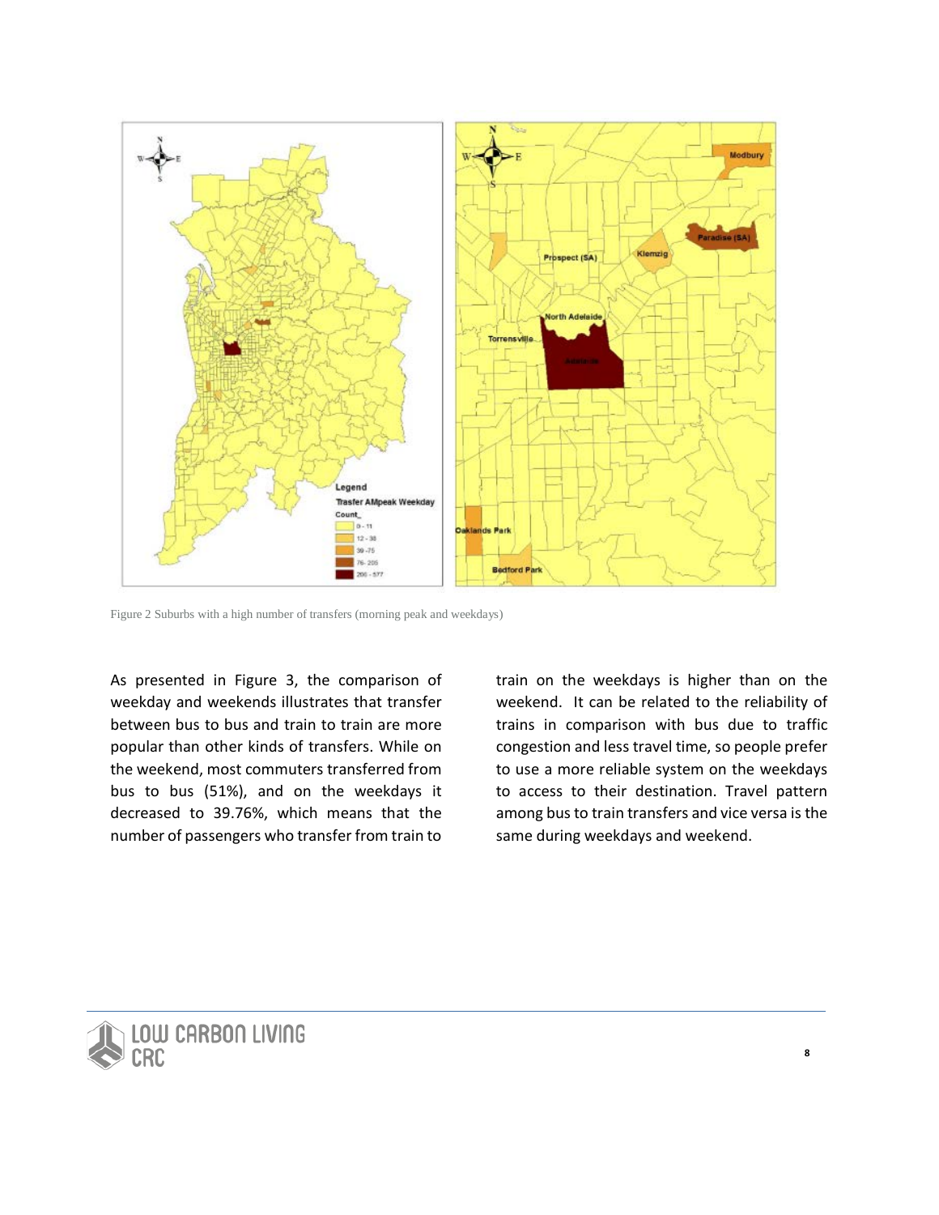Figure 2 Suburbs with a high number of transfers (morning peak and weekdays)

As presented in Figure 3, the comparison of weekday and weekends illustrates that transfer between bus to bus and train to train are more popular than other kinds of transfers. While on the weekend, most commuters transferred from bus to bus (51%), and on the weekdays it decreased to 39.76%, which means that the number of passengers who transfer from train to train on the weekdays is higher than on the weekend. It can be related to the reliability of trains in comparison with bus due to traffic congestion and less travel time, so people prefer to use a more reliable system on the weekdays to access to their destination. Travel pattern among bus to train transfers and vice versa is the same during weekdays and weekend.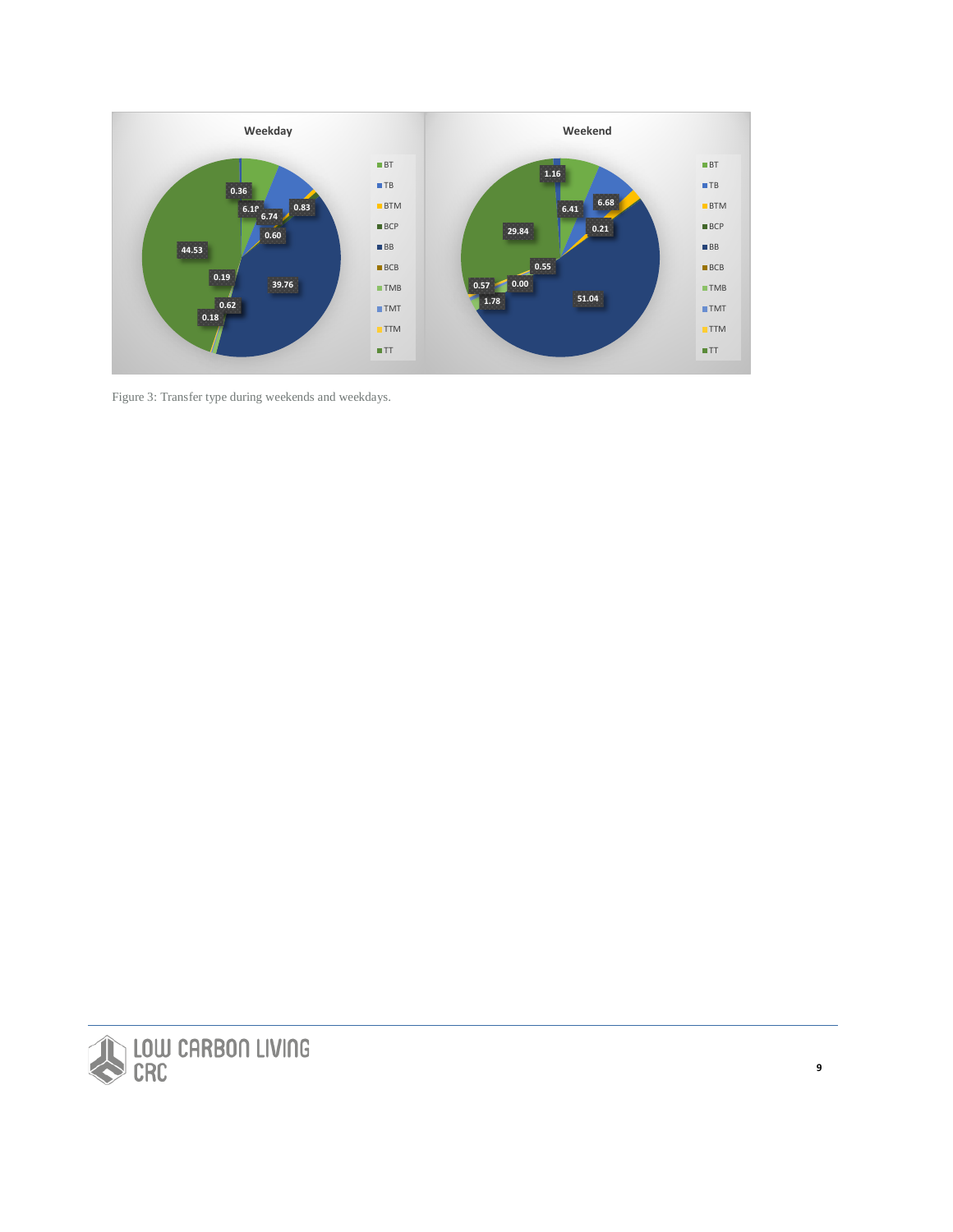Figure 3: Transfer type during weekends and weekdays.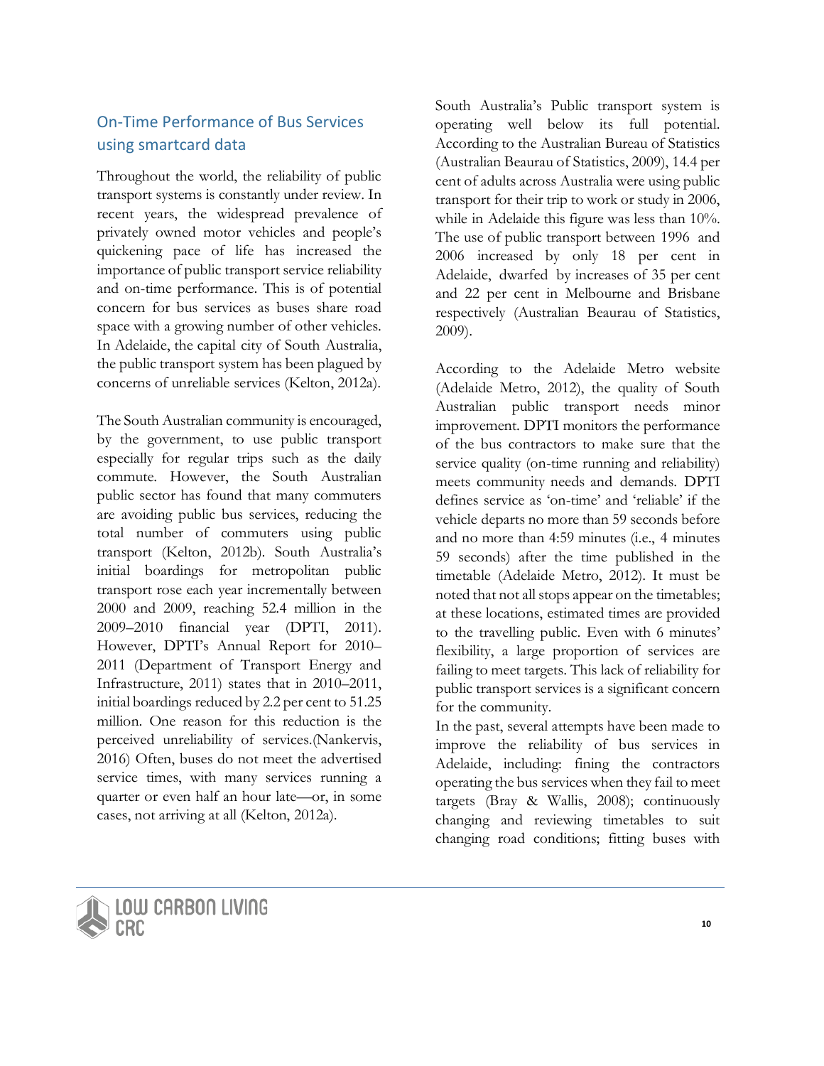## On-Time Performance of Bus Services using smartcard data

Throughout the world, the reliability of public transport systems is constantly under review. In recent years, the widespread prevalence of privately owned motor vehicles and people's quickening pace of life has increased the importance of public transport service reliability and on-time performance. This is of potential concern for bus services as buses share road space with a growing number of other vehicles. In Adelaide, the capital city of South Australia, the public transport system has been plagued by concerns of unreliable services (Kelton, 2012a).

The South Australian community is encouraged, by the government, to use public transport especially for regular trips such as the daily commute. However, the South Australian public sector has found that many commuters are avoiding public bus services, reducing the total number of commuters using public transport (Kelton, 2012b). South Australia's initial boardings for metropolitan public transport rose each year incrementally between 2000 and 2009, reaching 52.4 million in the 2009–2010 financial year (DPTI, 2011). However, DPTI's Annual Report for 2010–2011 (Department of Transport Energy and Infrastructure, 2011) states that in 2010–2011, initial boardings reduced by 2.2 per cent to 51.25 million. One reason for this reduction is the perceived unreliability of services.(Nankervis, 2016) Often, buses do not meet the advertised service times, with many services running a quarter or even half an hour late—or, in some cases, not arriving at all (Kelton, 2012a).

South Australia's Public transport system is operating well below its full potential. According to the Australian Bureau of Statistics (Australian Beaurau of Statistics, 2009), 14.4 per cent of adults across Australia were using public transport for their trip to work or study in 2006, while in Adelaide this figure was less than 10%. The use of public transport between 1996 and 2006 increased by only 18 per cent in Adelaide, dwarfed by increases of 35 per cent and 22 per cent in Melbourne and Brisbane respectively (Australian Beaurau of Statistics, 2009).

According to the Adelaide Metro website (Adelaide Metro, 2012), the quality of South Australian public transport needs minor improvement. DPTI monitors the performance of the bus contractors to make sure that the service quality (on-time running and reliability) meets community needs and demands. DPTI defines service as 'on-time' and 'reliable' if the vehicle departs no more than 59 seconds before and no more than 4:59 minutes (i.e., 4 minutes 59 seconds) after the time published in the timetable (Adelaide Metro, 2012). It must be noted that not all stops appear on the timetables; at these locations, estimated times are provided to the travelling public. Even with 6 minutes' flexibility, a large proportion of services are failing to meet targets. This lack of reliability for public transport services is a significant concern for the community.

In the past, several attempts have been made to improve the reliability of bus services in Adelaide, including: fining the contractors operating the bus services when they fail to meet targets (Bray & Wallis, 2008); continuously changing and reviewing timetables to suit changing road conditions; fitting buses with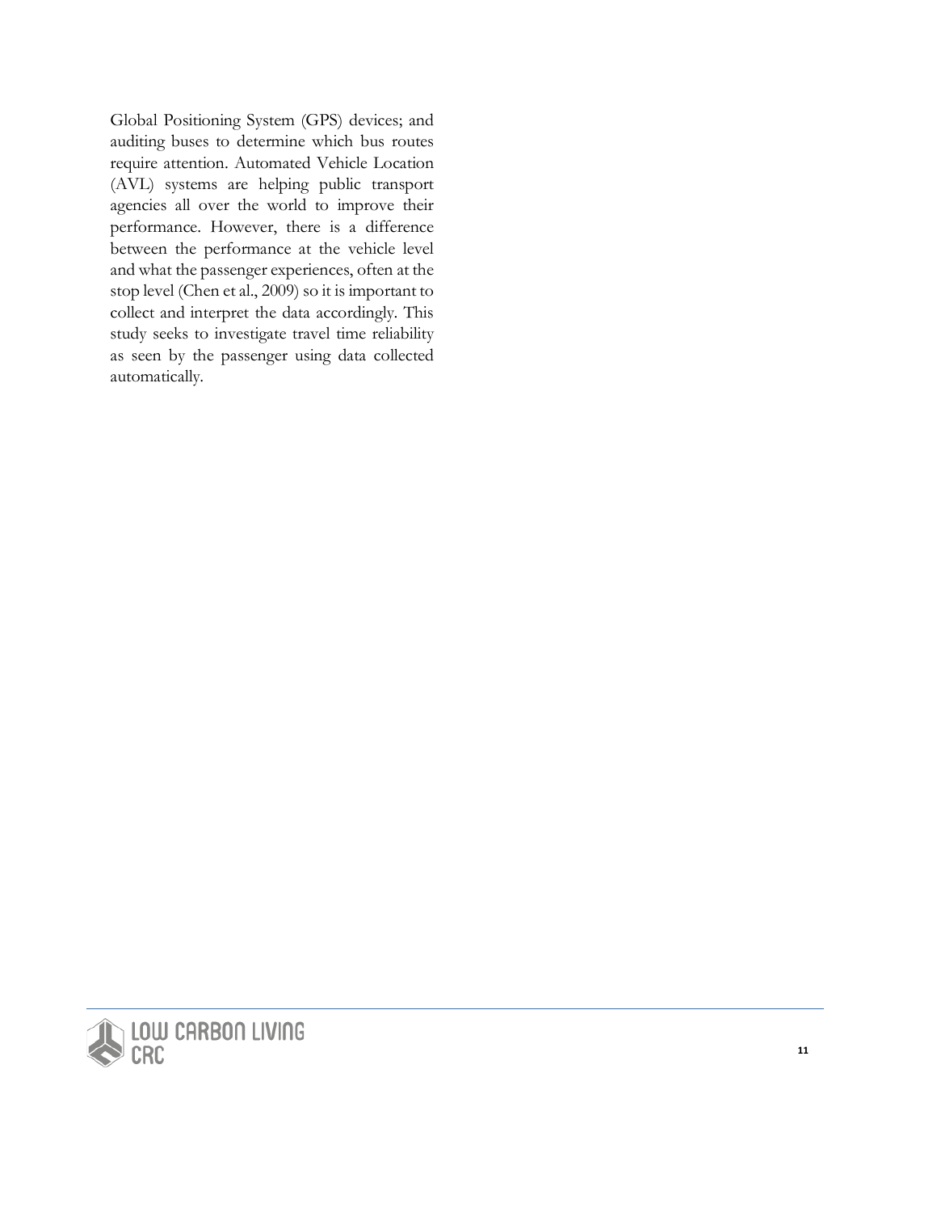Global Positioning System (GPS) devices; and auditing buses to determine which bus routes require attention. Automated Vehicle Location (AVL) systems are helping public transport agencies all over the world to improve their performance. However, there is a difference between the performance at the vehicle level and what the passenger experiences, often at the stop level (Chen et al., 2009) so it is important to collect and interpret the data accordingly. This study seeks to investigate travel time reliability as seen by the passenger using data collected automatically.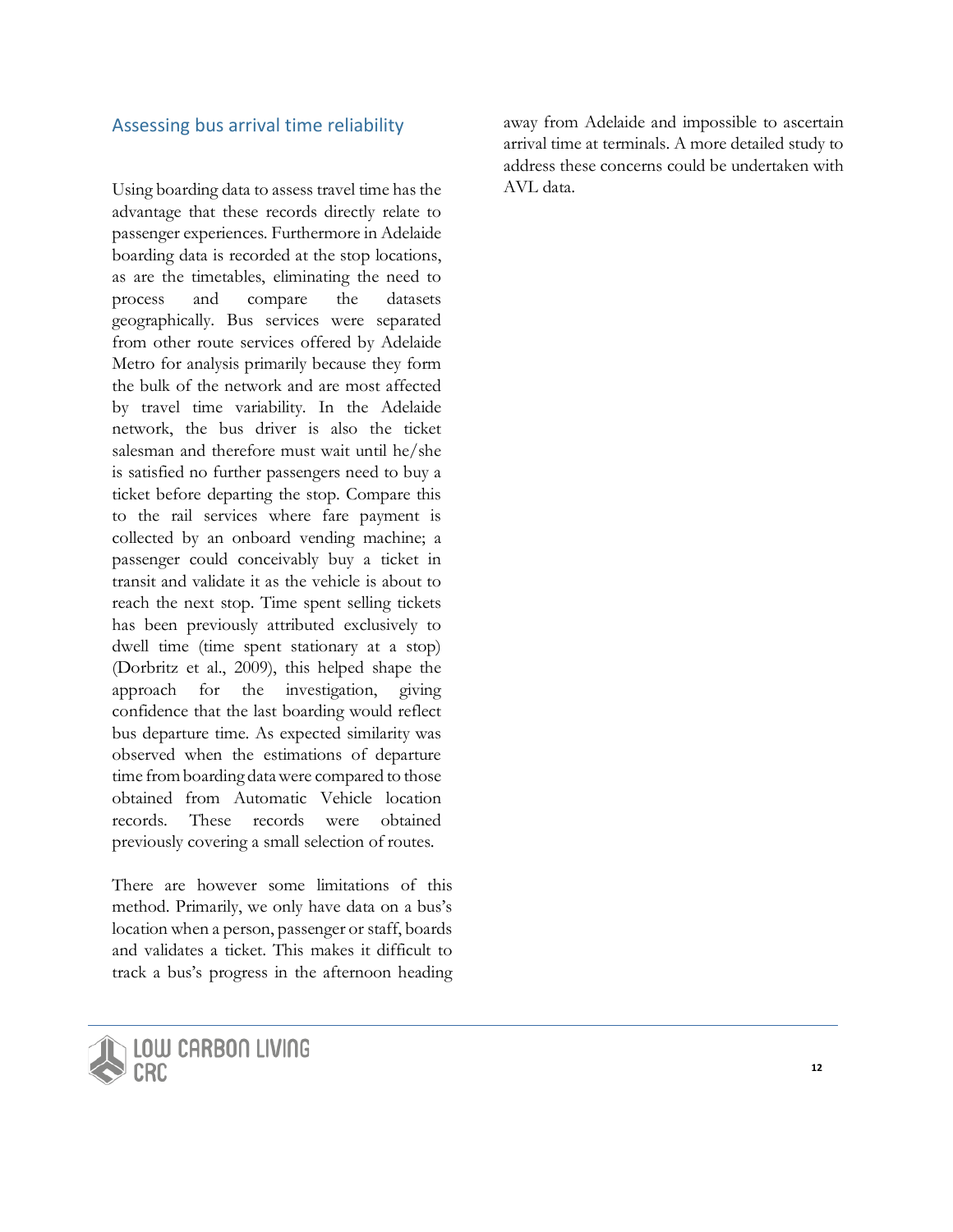## Assessing bus arrival time reliability

Using boarding data to assess travel time has the advantage that these records directly relate to passenger experiences. Furthermore in Adelaide boarding data is recorded at the stop locations, as are the timetables, eliminating the need to process and compare the datasets geographically. Bus services were separated from other route services offered by Adelaide Metro for analysis primarily because they form the bulk of the network and are most affected by travel time variability. In the Adelaide network, the bus driver is also the ticket salesman and therefore must wait until he/she is satisfied no further passengers need to buy a ticket before departing the stop. Compare this to the rail services where fare payment is collected by an onboard vending machine; a passenger could conceivably buy a ticket in transit and validate it as the vehicle is about to reach the next stop. Time spent selling tickets has been previously attributed exclusively to dwell time (time spent stationary at a stop) (Dorbritz et al., 2009), this helped shape the approach for the investigation, giving confidence that the last boarding would reflect bus departure time. As expected similarity was observed when the estimations of departure time from boarding data were compared to those obtained from Automatic Vehicle location records. These records were obtained previously covering a small selection of routes.

There are however some limitations of this method. Primarily, we only have data on a bus's location when a person, passenger or staff, boards and validates a ticket. This makes it difficult to track a bus's progress in the afternoon heading away from Adelaide and impossible to ascertain arrival time at terminals. A more detailed study to address these concerns could be undertaken with AVL data.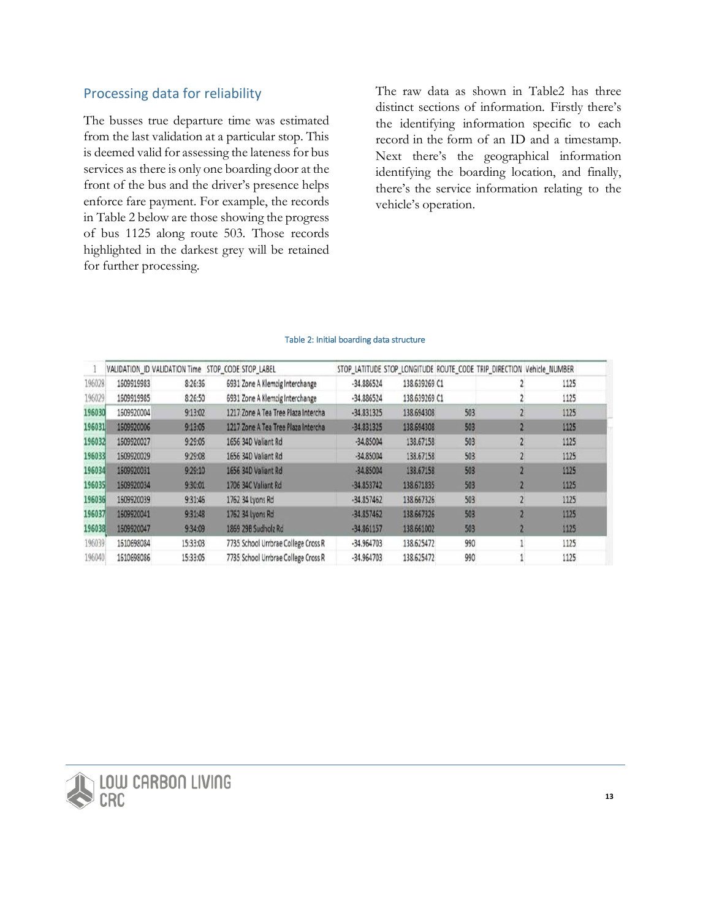## Processing data for reliability

The busses true departure time was estimated from the last validation at a particular stop. This is deemed valid for assessing the lateness for bus services as there is only one boarding door at the front of the bus and the driver's presence helps enforce fare payment. For example, the records in Table 2 below are those showing the progress of bus 1125 along route 503. Those records highlighted in the darkest grey will be retained for further processing.

The raw data as shown in Table2 has three distinct sections of information. Firstly there's the identifying information specific to each record in the form of an ID and a timestamp. Next there's the geographical information identifying the boarding location, and finally, there's the service information relating to the vehicle's operation.

Table 2: Initial boarding data structure

| 1 | VALIDATION_ID | VALIDATION Time | STOP_CODE | STOP_LABEL | STOP_LATITUDE | STOP_LONGITUDE | ROUTE_CODE | TRIP_DIRECTION | Vehicle_NUMBER |
|---|---|---|---|---|---|---|---|---|---|
| 196028 | 1609919983 | 8:26:36 | 6931 | Zone A Klemzig Interchange | -34.886524 | 138.639269 | C1 | 2 | 1125 |
| 196029 | 1609919985 | 8:26:50 | 6931 | Zone A Klemzig Interchange | -34.886524 | 138.639269 | C1 | 2 | 1125 |
| 196030 | 1609920004 | 9:13:02 | 1217 | Zone A Tea Tree Plaza Intercha | -34.831325 | 138.694308 | 503 | 2 | 1125 |
| 196031 | 1609920006 | 9:13:05 | 1217 | Zone A Tea Tree Plaza Intercha | -34.831325 | 138.694308 | 503 | 2 | 1125 |
| 196032 | 1609920027 | 9:29:05 | 1656 | 34D Valiant Rd | -34.85004 | 138.67158 | 503 | 2 | 1125 |
| 196033 | 1609920029 | 9:29:08 | 1656 | 34D Valiant Rd | -34.85004 | 138.67158 | 503 | 2 | 1125 |
| 196034 | 1609920031 | 9:29:10 | 1656 | 34D Valiant Rd | -34.85004 | 138.67158 | 503 | 2 | 1125 |
| 196035 | 1609920034 | 9:30:01 | 1706 | 34C Valiant Rd | -34.853742 | 138.671835 | 503 | 2 | 1125 |
| 196036 | 1609920039 | 9:31:46 | 1762 | 34 Lyons Rd | -34.857462 | 138.667326 | 503 | 2 | 1125 |
| 196037 | 1609920041 | 9:31:48 | 1762 | 34 Lyons Rd | -34.857462 | 138.667326 | 503 | 2 | 1125 |
| 196038 | 1609920047 | 9:34:09 | 1869 | 29B Sudholz Rd | -34.861157 | 138.661002 | 503 | 2 | 1125 |
| 196039 | 1610698084 | 15:33:03 | 7735 | School Urrbrae College Cross R | -34.964703 | 138.625472 | 990 | 1 | 1125 |
| 196040 | 1610698086 | 15:33:05 | 7735 | School Urrbrae College Cross R | -34.964703 | 138.625472 | 990 | 1 | 1125 |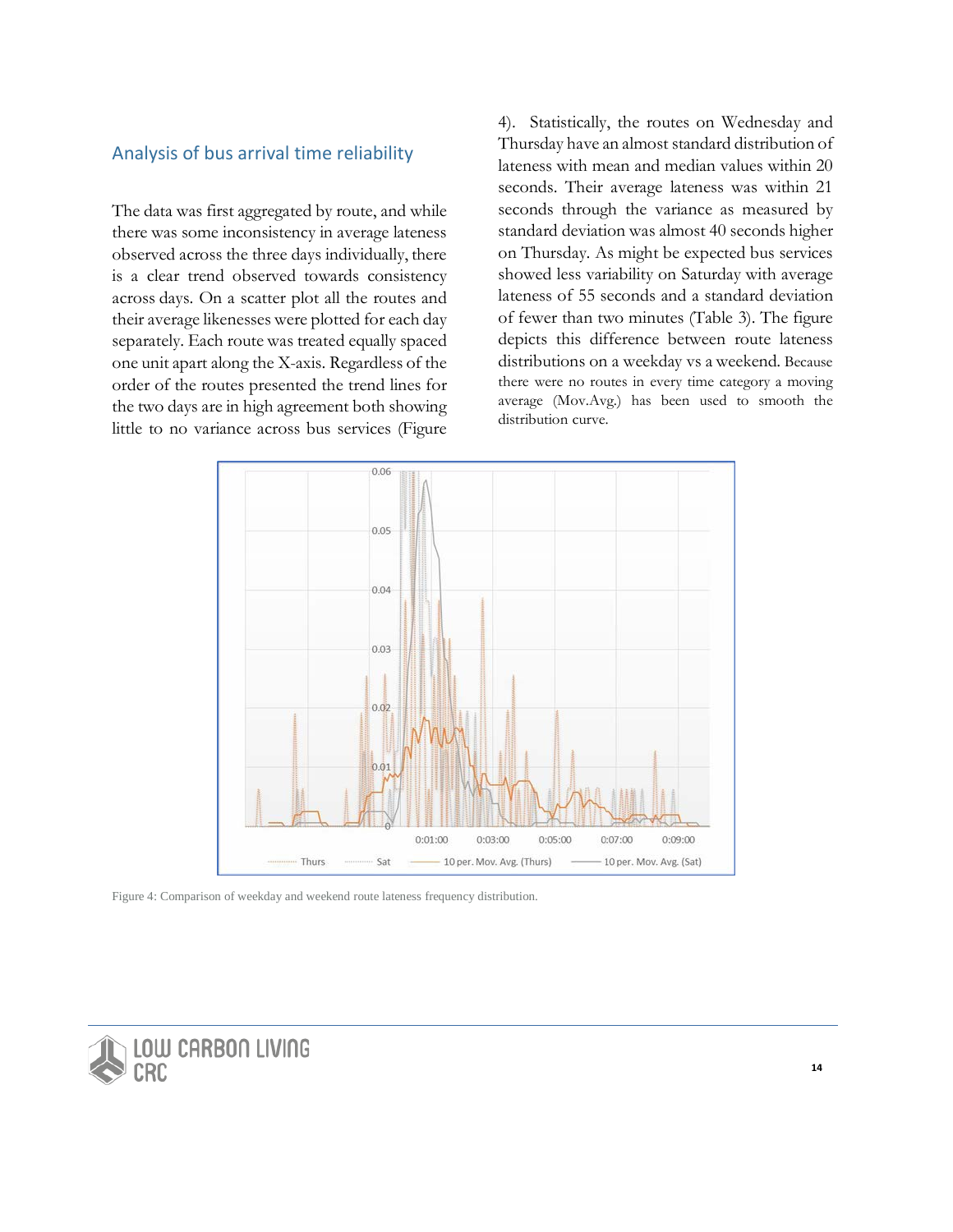## Analysis of bus arrival time reliability

The data was first aggregated by route, and while there was some inconsistency in average lateness observed across the three days individually, there is a clear trend observed towards consistency across days. On a scatter plot all the routes and their average likenesses were plotted for each day separately. Each route was treated equally spaced one unit apart along the X-axis. Regardless of the order of the routes presented the trend lines for the two days are in high agreement both showing little to no variance across bus services (Figure 4). Statistically, the routes on Wednesday and Thursday have an almost standard distribution of lateness with mean and median values within 20 seconds. Their average lateness was within 21 seconds through the variance as measured by standard deviation was almost 40 seconds higher on Thursday. As might be expected bus services showed less variability on Saturday with average lateness of 55 seconds and a standard deviation of fewer than two minutes (Table 3). The figure depicts this difference between route lateness distributions on a weekday vs a weekend. Because there were no routes in every time category a moving average (Mov.Avg.) has been used to smooth the distribution curve.

Figure 4: Comparison of weekday and weekend route lateness frequency distribution.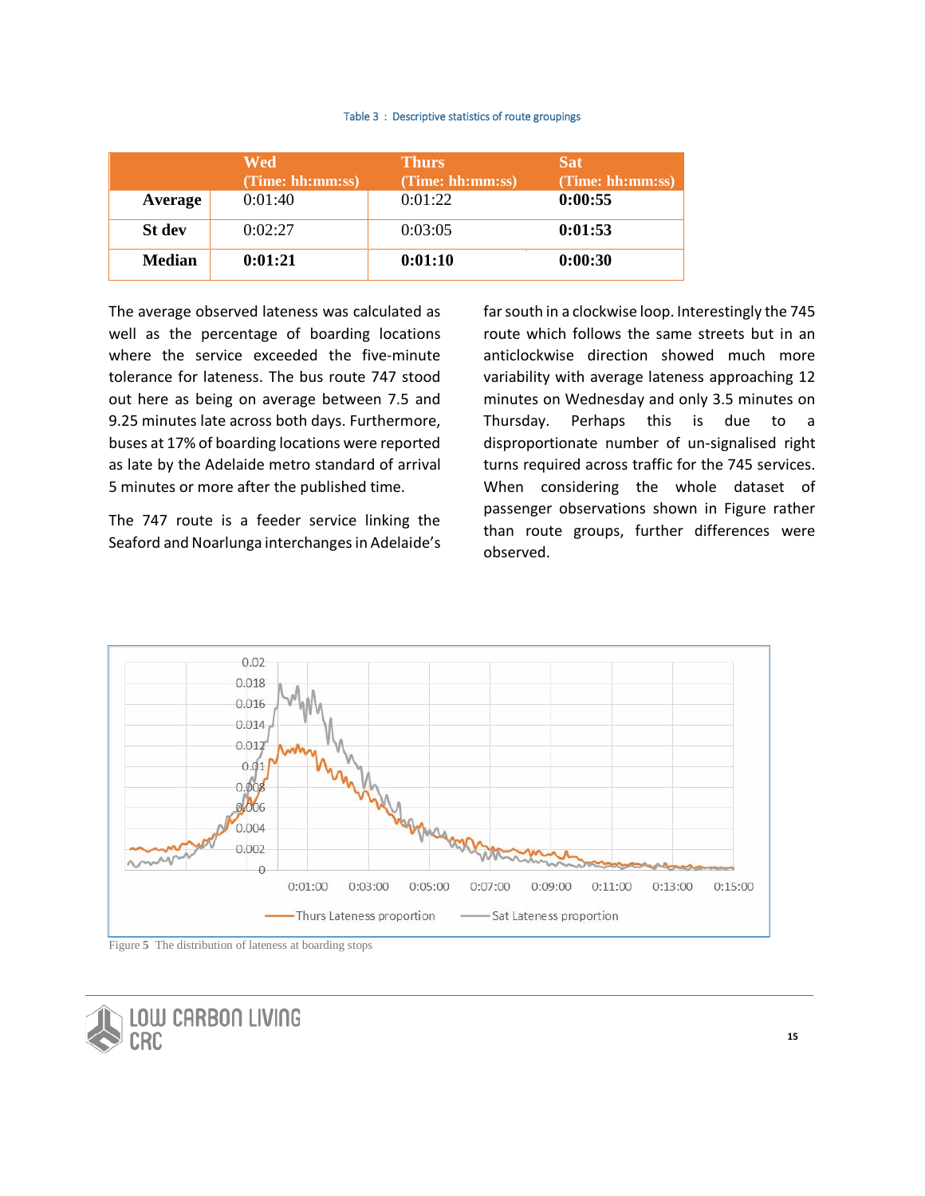Table 3 : Descriptive statistics of route groupings

| | Wed (Time: hh:mm:ss) | Thurs (Time: hh:mm:ss) | Sat (Time: hh:mm:ss) |
|---|---|---|---|
| **Average** | 0:01:40 | 0:01:22 | **0:00:55** |
| **St dev** | 0:02:27 | 0:03:05 | **0:01:53** |
| **Median** | **0:01:21** | **0:01:10** | **0:00:30** |

The average observed lateness was calculated as well as the percentage of boarding locations where the service exceeded the five-minute tolerance for lateness. The bus route 747 stood out here as being on average between 7.5 and 9.25 minutes late across both days. Furthermore, buses at 17% of boarding locations were reported as late by the Adelaide metro standard of arrival 5 minutes or more after the published time.

The 747 route is a feeder service linking the Seaford and Noarlunga interchanges in Adelaide's far south in a clockwise loop. Interestingly the 745 route which follows the same streets but in an anticlockwise direction showed much more variability with average lateness approaching 12 minutes on Wednesday and only 3.5 minutes on Thursday. Perhaps this is due to a disproportionate number of un-signalised right turns required across traffic for the 745 services. When considering the whole dataset of passenger observations shown in Figure rather than route groups, further differences were observed.

Figure 5 The distribution of lateness at boarding stops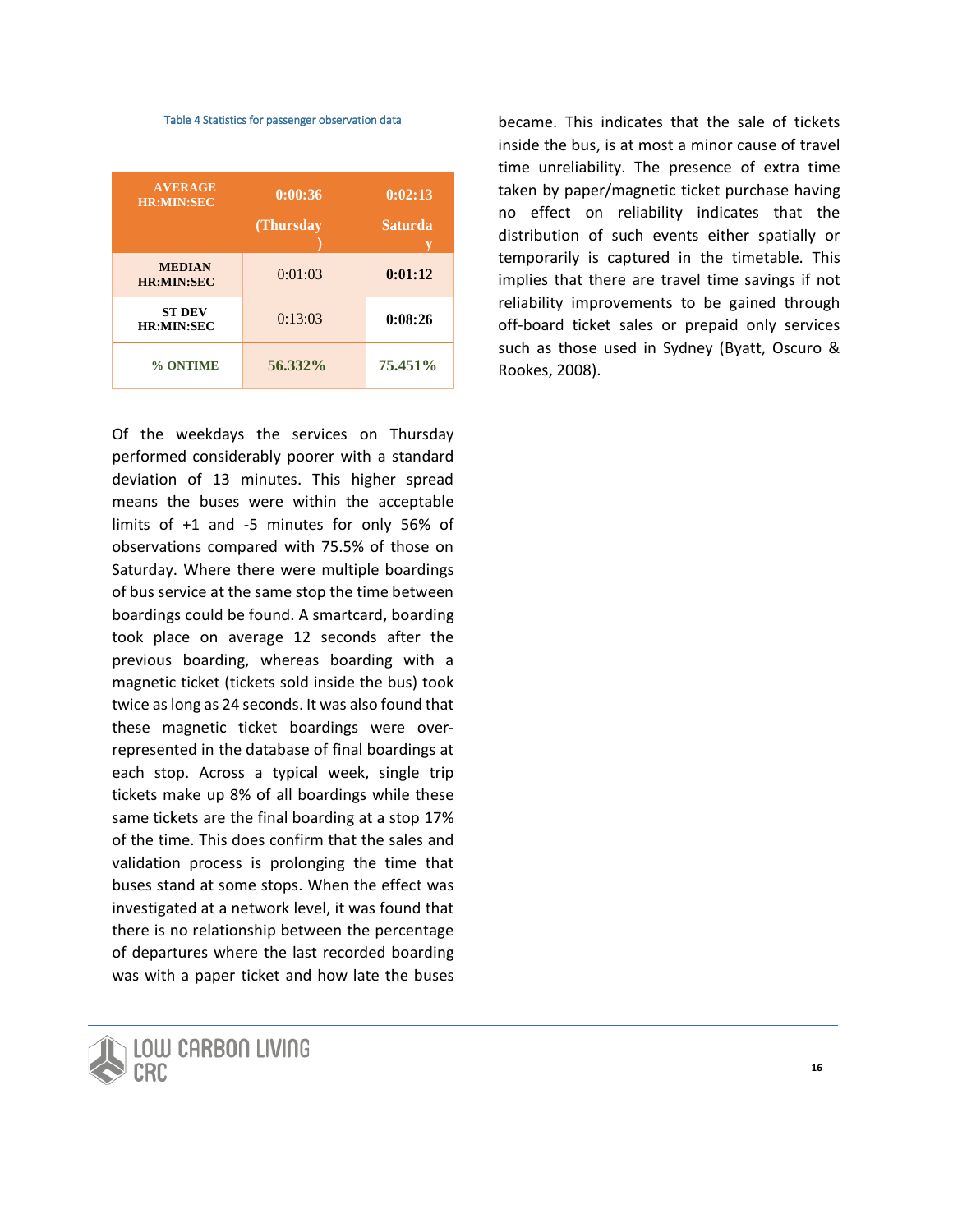Table 4 Statistics for passenger observation data

| AVERAGE HR:MIN:SEC | 0:00:36 (Thursday) | 0:02:13 Saturday |
|---|---|---|
| MEDIAN HR:MIN:SEC | 0:01:03 | **0:01:12** |
| ST DEV HR:MIN:SEC | 0:13:03 | **0:08:26** |
| % ONTIME | 56.332% | 75.451% |

Of the weekdays the services on Thursday performed considerably poorer with a standard deviation of 13 minutes. This higher spread means the buses were within the acceptable limits of +1 and -5 minutes for only 56% of observations compared with 75.5% of those on Saturday. Where there were multiple boardings of bus service at the same stop the time between boardings could be found. A smartcard, boarding took place on average 12 seconds after the previous boarding, whereas boarding with a magnetic ticket (tickets sold inside the bus) took twice as long as 24 seconds. It was also found that these magnetic ticket boardings were over-represented in the database of final boardings at each stop. Across a typical week, single trip tickets make up 8% of all boardings while these same tickets are the final boarding at a stop 17% of the time. This does confirm that the sales and validation process is prolonging the time that buses stand at some stops. When the effect was investigated at a network level, it was found that there is no relationship between the percentage of departures where the last recorded boarding was with a paper ticket and how late the buses became. This indicates that the sale of tickets inside the bus, is at most a minor cause of travel time unreliability. The presence of extra time taken by paper/magnetic ticket purchase having no effect on reliability indicates that the distribution of such events either spatially or temporarily is captured in the timetable. This implies that there are travel time savings if not reliability improvements to be gained through off-board ticket sales or prepaid only services such as those used in Sydney (Byatt, Oscuro & Rookes, 2008).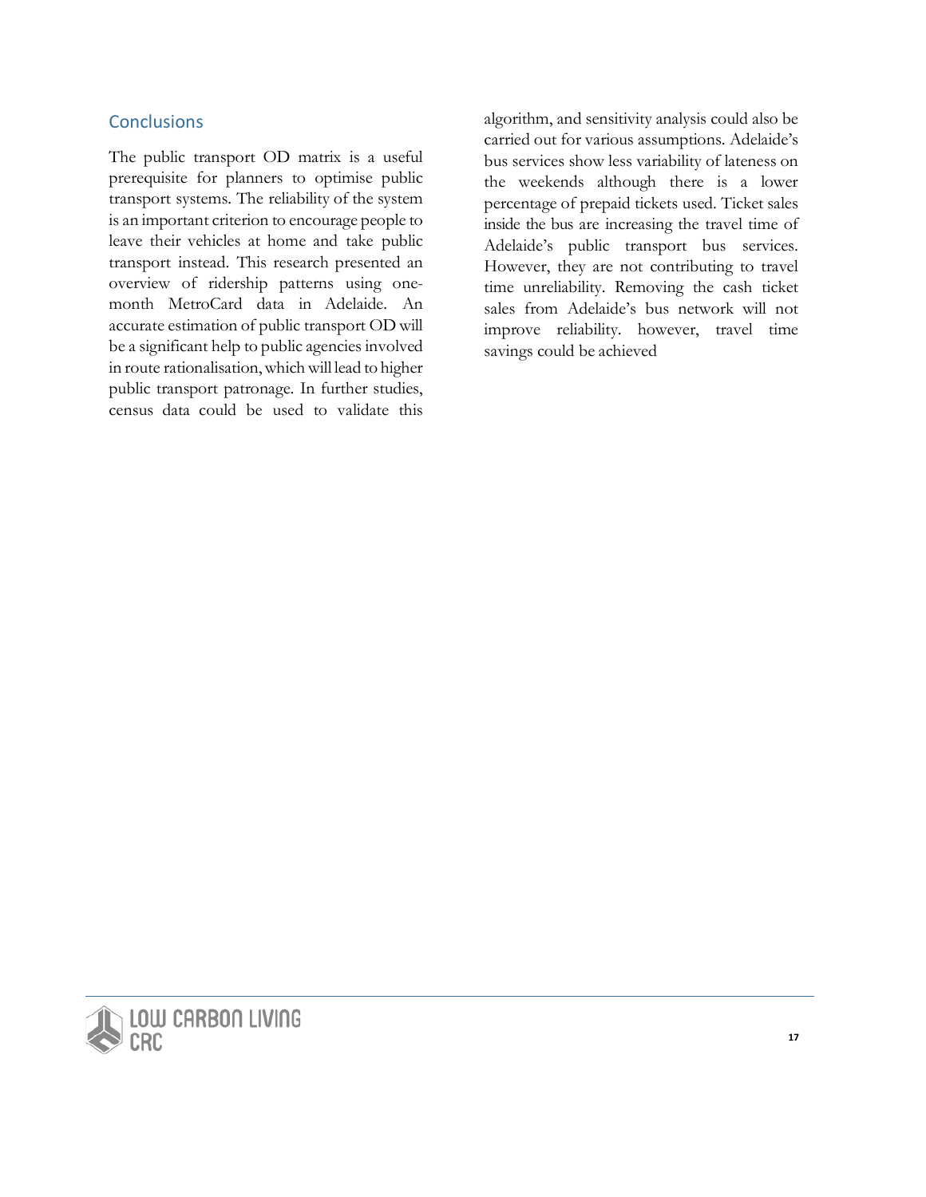## Conclusions

The public transport OD matrix is a useful prerequisite for planners to optimise public transport systems. The reliability of the system is an important criterion to encourage people to leave their vehicles at home and take public transport instead. This research presented an overview of ridership patterns using one-month MetroCard data in Adelaide. An accurate estimation of public transport OD will be a significant help to public agencies involved in route rationalisation, which will lead to higher public transport patronage. In further studies, census data could be used to validate this algorithm, and sensitivity analysis could also be carried out for various assumptions. Adelaide's bus services show less variability of lateness on the weekends although there is a lower percentage of prepaid tickets used. Ticket sales inside the bus are increasing the travel time of Adelaide's public transport bus services. However, they are not contributing to travel time unreliability. Removing the cash ticket sales from Adelaide's bus network will not improve reliability. however, travel time savings could be achieved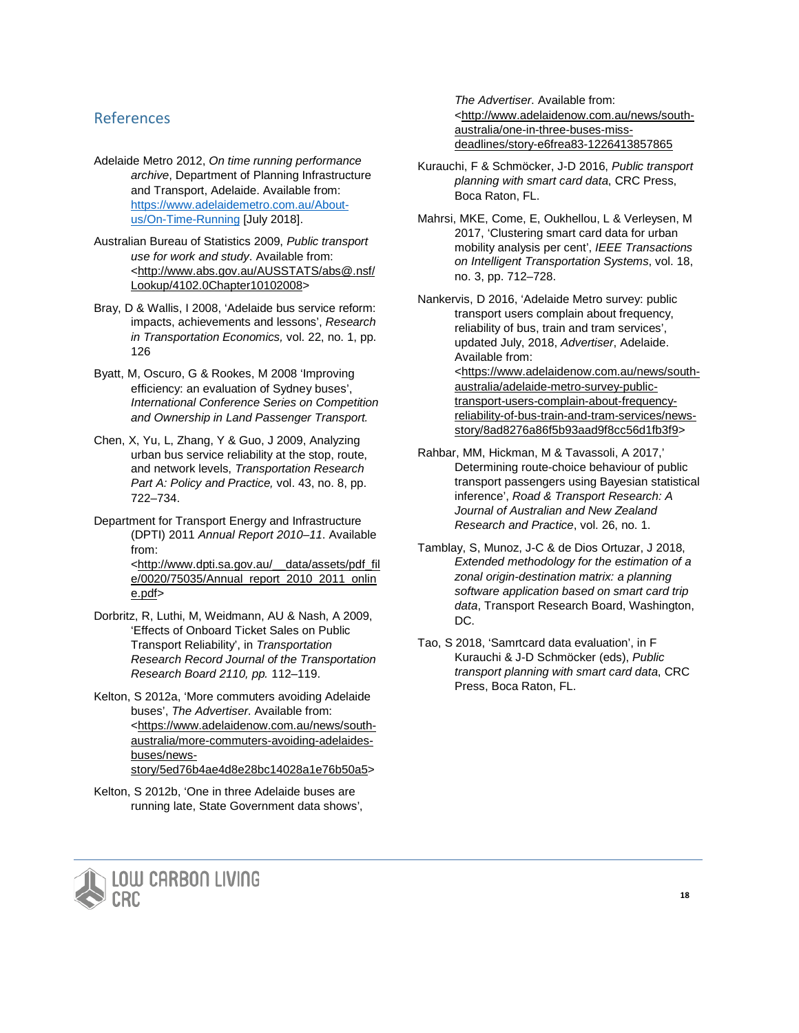## References

Adelaide Metro 2012, *On time running performance archive*, Department of Planning Infrastructure and Transport, Adelaide. Available from: https://www.adelaidemetro.com.au/About-us/On-Time-Running [July 2018].

Australian Bureau of Statistics 2009, *Public transport use for work and study*. Available from: <http://www.abs.gov.au/AUSSTATS/abs@.nsf/Lookup/4102.0Chapter10102008>

Bray, D & Wallis, I 2008, 'Adelaide bus service reform: impacts, achievements and lessons', *Research in Transportation Economics,* vol. 22, no. 1, pp. 126

Byatt, M, Oscuro, G & Rookes, M 2008 'Improving efficiency: an evaluation of Sydney buses', *International Conference Series on Competition and Ownership in Land Passenger Transport.*

Chen, X, Yu, L, Zhang, Y & Guo, J 2009, Analyzing urban bus service reliability at the stop, route, and network levels, *Transportation Research Part A: Policy and Practice,* vol. 43, no. 8, pp. 722–734.

Department for Transport Energy and Infrastructure (DPTI) 2011 *Annual Report 2010–11*. Available from: <http://www.dpti.sa.gov.au/__data/assets/pdf_file/0020/75035/Annual_report_2010_2011_online.pdf>

Dorbritz, R, Luthi, M, Weidmann, AU & Nash, A 2009, 'Effects of Onboard Ticket Sales on Public Transport Reliability', in *Transportation Research Record Journal of the Transportation Research Board 2110, pp.* 112–119.

Kelton, S 2012a, 'More commuters avoiding Adelaide buses', *The Advertiser*. Available from: <https://www.adelaidenow.com.au/news/south-australia/more-commuters-avoiding-adelaides-buses/news-story/5ed76b4ae4d8e28bc14028a1e76b50a5>

Kelton, S 2012b, 'One in three Adelaide buses are running late, State Government data shows', *The Advertiser*. Available from: <http://www.adelaidenow.com.au/news/south-australia/one-in-three-buses-miss-deadlines/story-e6frea83-1226413857865

Kurauchi, F & Schmöcker, J-D 2016, *Public transport planning with smart card data*, CRC Press, Boca Raton, FL.

Mahrsi, MKE, Come, E, Oukhellou, L & Verleysen, M 2017, 'Clustering smart card data for urban mobility analysis per cent', *IEEE Transactions on Intelligent Transportation Systems*, vol. 18, no. 3, pp. 712–728.

Nankervis, D 2016, 'Adelaide Metro survey: public transport users complain about frequency, reliability of bus, train and tram services', updated July, 2018, *Advertiser*, Adelaide. Available from: <https://www.adelaidenow.com.au/news/south-australia/adelaide-metro-survey-public-transport-users-complain-about-frequency-reliability-of-bus-train-and-tram-services/news-story/8ad8276a86f5b93aad9f8cc56d1fb3f9>

Rahbar, MM, Hickman, M & Tavassoli, A 2017,' Determining route-choice behaviour of public transport passengers using Bayesian statistical inference', *Road & Transport Research: A Journal of Australian and New Zealand Research and Practice*, vol. 26, no. 1.

Tamblay, S, Munoz, J-C & de Dios Ortuzar, J 2018, *Extended methodology for the estimation of a zonal origin-destination matrix: a planning software application based on smart card trip data*, Transport Research Board, Washington, DC.

Tao, S 2018, 'Samrtcard data evaluation', in F Kurauchi & J-D Schmöcker (eds), *Public transport planning with smart card data*, CRC Press, Boca Raton, FL.